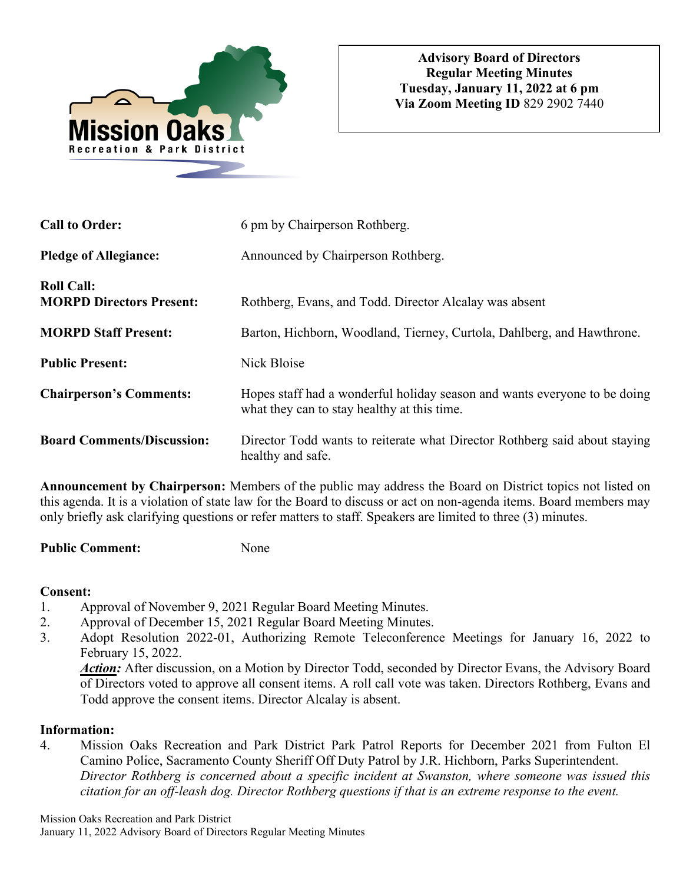Mission Oaks Recreation & Park District

**Advisory Board of Directors**
**Regular Meeting Minutes**
**Tuesday, January 11, 2022 at 6 pm**
**Via Zoom Meeting ID** 829 2902 7440

| | |
|---|---|
| **Call to Order:** | 6 pm by Chairperson Rothberg. |
| **Pledge of Allegiance:** | Announced by Chairperson Rothberg. |
| **Roll Call:** **MORPD Directors Present:** | Rothberg, Evans, and Todd. Director Alcalay was absent |
| **MORPD Staff Present:** | Barton, Hichborn, Woodland, Tierney, Curtola, Dahlberg, and Hawthrone. |
| **Public Present:** | Nick Bloise |
| **Chairperson's Comments:** | Hopes staff had a wonderful holiday season and wants everyone to be doing what they can to stay healthy at this time. |
| **Board Comments/Discussion:** | Director Todd wants to reiterate what Director Rothberg said about staying healthy and safe. |

**Announcement by Chairperson:** Members of the public may address the Board on District topics not listed on this agenda. It is a violation of state law for the Board to discuss or act on non-agenda items. Board members may only briefly ask clarifying questions or refer matters to staff. Speakers are limited to three (3) minutes.

**Public Comment:** None

**Consent:**

1. Approval of November 9, 2021 Regular Board Meeting Minutes.
2. Approval of December 15, 2021 Regular Board Meeting Minutes.
3. Adopt Resolution 2022-01, Authorizing Remote Teleconference Meetings for January 16, 2022 to February 15, 2022.
   ***Action:*** After discussion, on a Motion by Director Todd, seconded by Director Evans, the Advisory Board of Directors voted to approve all consent items. A roll call vote was taken. Directors Rothberg, Evans and Todd approve the consent items. Director Alcalay is absent.

**Information:**

4. Mission Oaks Recreation and Park District Park Patrol Reports for December 2021 from Fulton El Camino Police, Sacramento County Sheriff Off Duty Patrol by J.R. Hichborn, Parks Superintendent.
   *Director Rothberg is concerned about a specific incident at Swanston, where someone was issued this citation for an off-leash dog. Director Rothberg questions if that is an extreme response to the event.*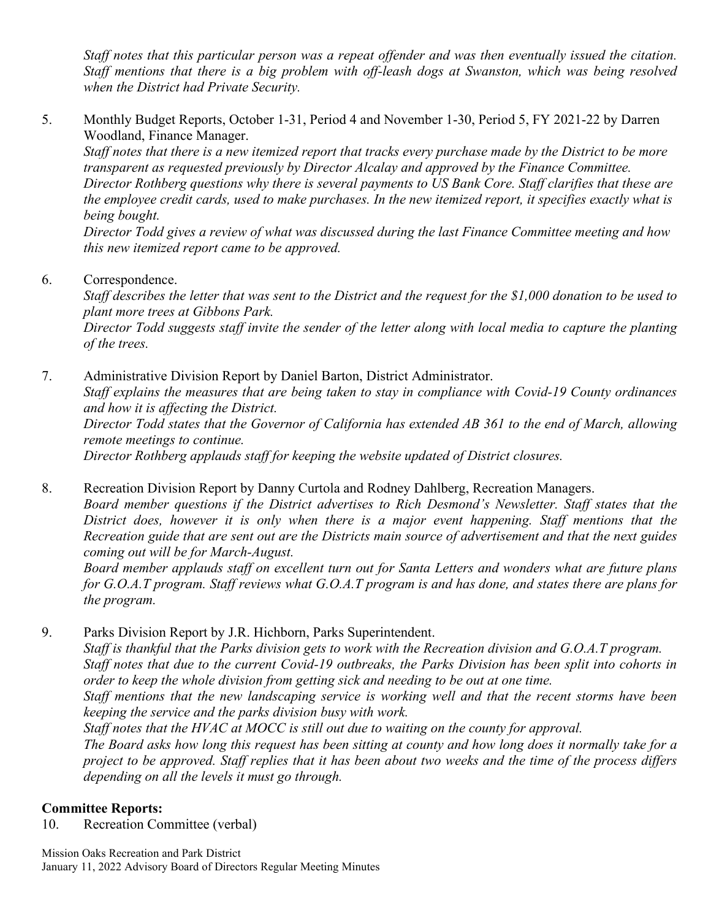*Staff notes that this particular person was a repeat offender and was then eventually issued the citation. Staff mentions that there is a big problem with off-leash dogs at Swanston, which was being resolved when the District had Private Security.*

5. Monthly Budget Reports, October 1-31, Period 4 and November 1-30, Period 5, FY 2021-22 by Darren Woodland, Finance Manager.
   *Staff notes that there is a new itemized report that tracks every purchase made by the District to be more transparent as requested previously by Director Alcalay and approved by the Finance Committee.*
   *Director Rothberg questions why there is several payments to US Bank Core. Staff clarifies that these are the employee credit cards, used to make purchases. In the new itemized report, it specifies exactly what is being bought.*
   *Director Todd gives a review of what was discussed during the last Finance Committee meeting and how this new itemized report came to be approved.*

6. Correspondence.
   *Staff describes the letter that was sent to the District and the request for the $1,000 donation to be used to plant more trees at Gibbons Park.*
   *Director Todd suggests staff invite the sender of the letter along with local media to capture the planting of the trees.*

7. Administrative Division Report by Daniel Barton, District Administrator.
   *Staff explains the measures that are being taken to stay in compliance with Covid-19 County ordinances and how it is affecting the District.*
   *Director Todd states that the Governor of California has extended AB 361 to the end of March, allowing remote meetings to continue.*
   *Director Rothberg applauds staff for keeping the website updated of District closures.*

8. Recreation Division Report by Danny Curtola and Rodney Dahlberg, Recreation Managers.
   *Board member questions if the District advertises to Rich Desmond's Newsletter. Staff states that the District does, however it is only when there is a major event happening. Staff mentions that the Recreation guide that are sent out are the Districts main source of advertisement and that the next guides coming out will be for March-August.*
   *Board member applauds staff on excellent turn out for Santa Letters and wonders what are future plans for G.O.A.T program. Staff reviews what G.O.A.T program is and has done, and states there are plans for the program.*

9. Parks Division Report by J.R. Hichborn, Parks Superintendent.
   *Staff is thankful that the Parks division gets to work with the Recreation division and G.O.A.T program.*
   *Staff notes that due to the current Covid-19 outbreaks, the Parks Division has been split into cohorts in order to keep the whole division from getting sick and needing to be out at one time.*
   *Staff mentions that the new landscaping service is working well and that the recent storms have been keeping the service and the parks division busy with work.*
   *Staff notes that the HVAC at MOCC is still out due to waiting on the county for approval.*
   *The Board asks how long this request has been sitting at county and how long does it normally take for a project to be approved. Staff replies that it has been about two weeks and the time of the process differs depending on all the levels it must go through.*

**Committee Reports:**

10. Recreation Committee (verbal)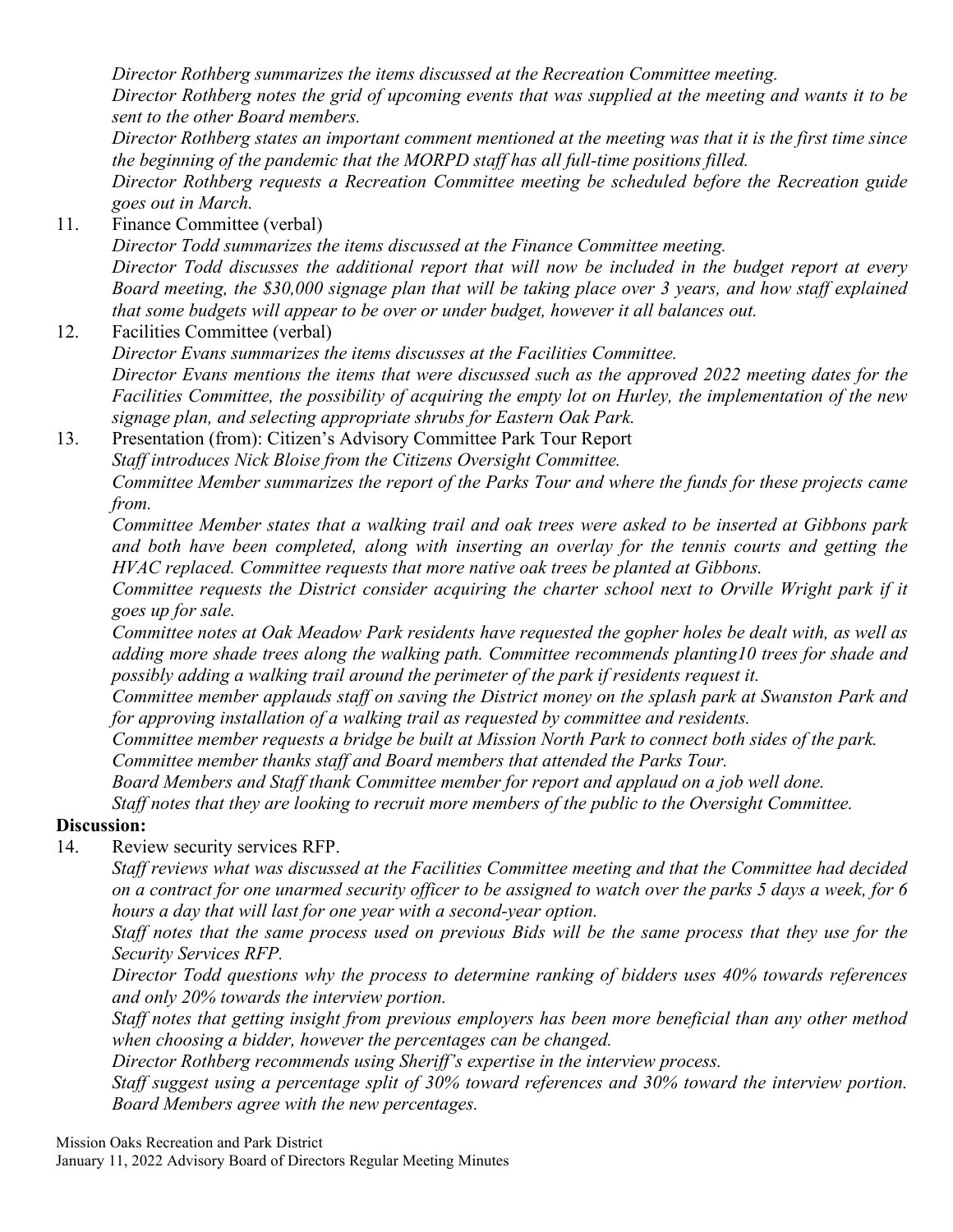*Director Rothberg summarizes the items discussed at the Recreation Committee meeting.*
*Director Rothberg notes the grid of upcoming events that was supplied at the meeting and wants it to be sent to the other Board members.*
*Director Rothberg states an important comment mentioned at the meeting was that it is the first time since the beginning of the pandemic that the MORPD staff has all full-time positions filled.*
*Director Rothberg requests a Recreation Committee meeting be scheduled before the Recreation guide goes out in March.*

11. Finance Committee (verbal)
*Director Todd summarizes the items discussed at the Finance Committee meeting.*
*Director Todd discusses the additional report that will now be included in the budget report at every Board meeting, the $30,000 signage plan that will be taking place over 3 years, and how staff explained that some budgets will appear to be over or under budget, however it all balances out.*

12. Facilities Committee (verbal)
*Director Evans summarizes the items discusses at the Facilities Committee.*
*Director Evans mentions the items that were discussed such as the approved 2022 meeting dates for the Facilities Committee, the possibility of acquiring the empty lot on Hurley, the implementation of the new signage plan, and selecting appropriate shrubs for Eastern Oak Park.*

13. Presentation (from): Citizen's Advisory Committee Park Tour Report
*Staff introduces Nick Bloise from the Citizens Oversight Committee.*
*Committee Member summarizes the report of the Parks Tour and where the funds for these projects came from.*
*Committee Member states that a walking trail and oak trees were asked to be inserted at Gibbons park and both have been completed, along with inserting an overlay for the tennis courts and getting the HVAC replaced. Committee requests that more native oak trees be planted at Gibbons.*
*Committee requests the District consider acquiring the charter school next to Orville Wright park if it goes up for sale.*
*Committee notes at Oak Meadow Park residents have requested the gopher holes be dealt with, as well as adding more shade trees along the walking path. Committee recommends planting10 trees for shade and possibly adding a walking trail around the perimeter of the park if residents request it.*
*Committee member applauds staff on saving the District money on the splash park at Swanston Park and for approving installation of a walking trail as requested by committee and residents.*
*Committee member requests a bridge be built at Mission North Park to connect both sides of the park.*
*Committee member thanks staff and Board members that attended the Parks Tour.*
*Board Members and Staff thank Committee member for report and applaud on a job well done.*
*Staff notes that they are looking to recruit more members of the public to the Oversight Committee.*

**Discussion:**

14. Review security services RFP.
*Staff reviews what was discussed at the Facilities Committee meeting and that the Committee had decided on a contract for one unarmed security officer to be assigned to watch over the parks 5 days a week, for 6 hours a day that will last for one year with a second-year option.*
*Staff notes that the same process used on previous Bids will be the same process that they use for the Security Services RFP.*
*Director Todd questions why the process to determine ranking of bidders uses 40% towards references and only 20% towards the interview portion.*
*Staff notes that getting insight from previous employers has been more beneficial than any other method when choosing a bidder, however the percentages can be changed.*
*Director Rothberg recommends using Sheriff's expertise in the interview process.*
*Staff suggest using a percentage split of 30% toward references and 30% toward the interview portion. Board Members agree with the new percentages.*

Mission Oaks Recreation and Park District
January 11, 2022 Advisory Board of Directors Regular Meeting Minutes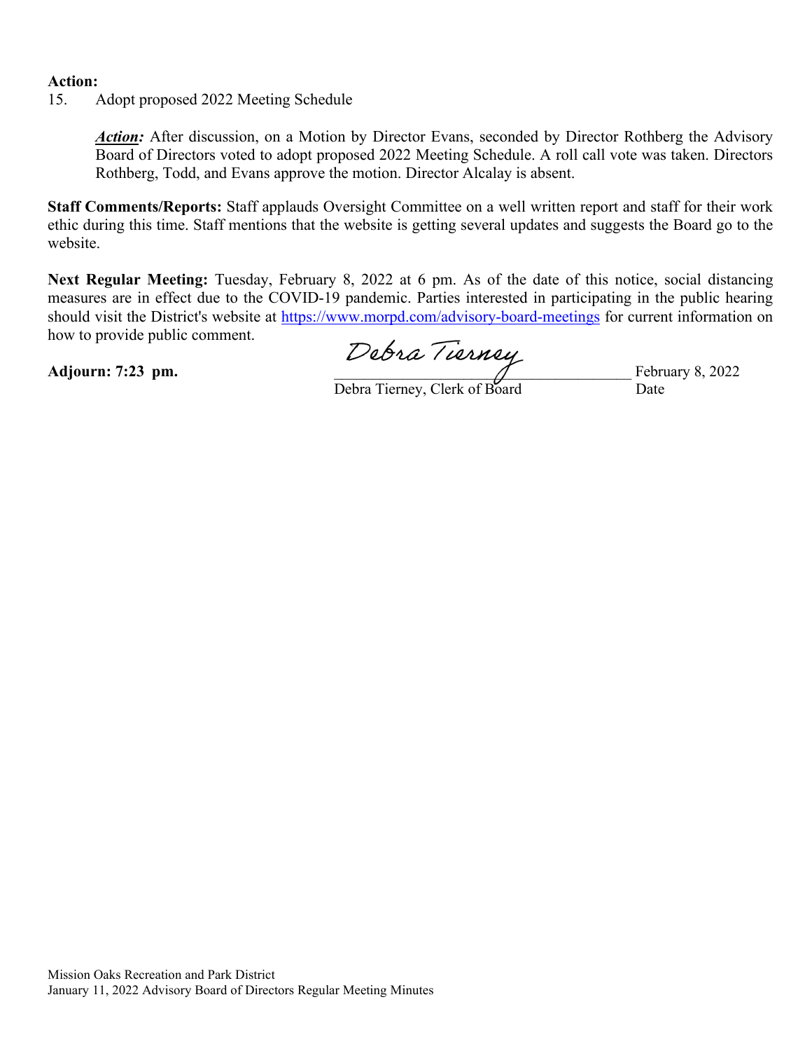**Action:**

15. Adopt proposed 2022 Meeting Schedule

    ***Action:*** After discussion, on a Motion by Director Evans, seconded by Director Rothberg the Advisory Board of Directors voted to adopt proposed 2022 Meeting Schedule. A roll call vote was taken. Directors Rothberg, Todd, and Evans approve the motion. Director Alcalay is absent.

**Staff Comments/Reports:** Staff applauds Oversight Committee on a well written report and staff for their work ethic during this time. Staff mentions that the website is getting several updates and suggests the Board go to the website.

**Next Regular Meeting:** Tuesday, February 8, 2022 at 6 pm. As of the date of this notice, social distancing measures are in effect due to the COVID-19 pandemic. Parties interested in participating in the public hearing should visit the District's website at https://www.morpd.com/advisory-board-meetings for current information on how to provide public comment.

**Adjourn: 7:23 pm.**

Debra Tierney

Debra Tierney, Clerk of Board — February 8, 2022 (Date)